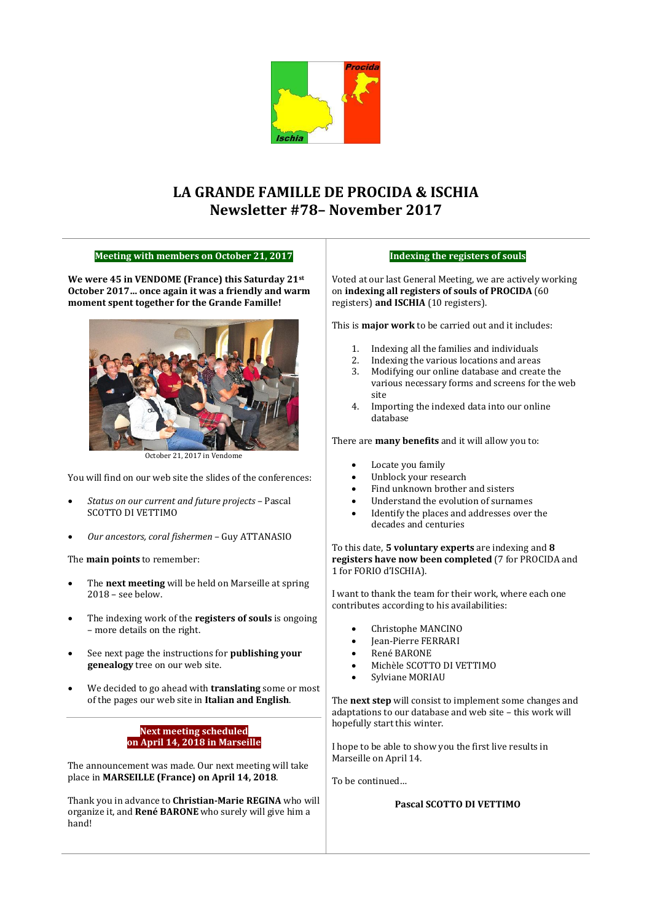# LA GRANDE FAMILLE DE PROCIDA & ISCHIA
## Newsletter #78– November 2017

### Meeting with members on October 21, 2017

**We were 45 in VENDOME (France) this Saturday 21st October 2017… once again it was a friendly and warm moment spent together for the Grande Famille!**

October 21, 2017 in Vendome

You will find on our web site the slides of the conferences:

- *Status on our current and future projects* – Pascal SCOTTO DI VETTIMO
- *Our ancestors, coral fishermen* – Guy ATTANASIO

The **main points** to remember:

- The **next meeting** will be held on Marseille at spring 2018 – see below.
- The indexing work of the **registers of souls** is ongoing – more details on the right.
- See next page the instructions for **publishing your genealogy** tree on our web site.
- We decided to go ahead with **translating** some or most of the pages our web site in **Italian and English**.

### Next meeting scheduled on April 14, 2018 in Marseille

The announcement was made. Our next meeting will take place in **MARSEILLE (France) on April 14, 2018**.

Thank you in advance to **Christian-Marie REGINA** who will organize it, and **René BARONE** who surely will give him a hand!

### Indexing the registers of souls

Voted at our last General Meeting, we are actively working on **indexing all registers of souls of PROCIDA** (60 registers) **and ISCHIA** (10 registers).

This is **major work** to be carried out and it includes:

1. Indexing all the families and individuals
2. Indexing the various locations and areas
3. Modifying our online database and create the various necessary forms and screens for the web site
4. Importing the indexed data into our online database

There are **many benefits** and it will allow you to:

- Locate you family
- Unblock your research
- Find unknown brother and sisters
- Understand the evolution of surnames
- Identify the places and addresses over the decades and centuries

To this date, **5 voluntary experts** are indexing and **8 registers have now been completed** (7 for PROCIDA and 1 for FORIO d'ISCHIA).

I want to thank the team for their work, where each one contributes according to his availabilities:

- Christophe MANCINO
- Jean-Pierre FERRARI
- René BARONE
- Michèle SCOTTO DI VETTIMO
- Sylviane MORIAU

The **next step** will consist to implement some changes and adaptations to our database and web site – this work will hopefully start this winter.

I hope to be able to show you the first live results in Marseille on April 14.

To be continued…

**Pascal SCOTTO DI VETTIMO**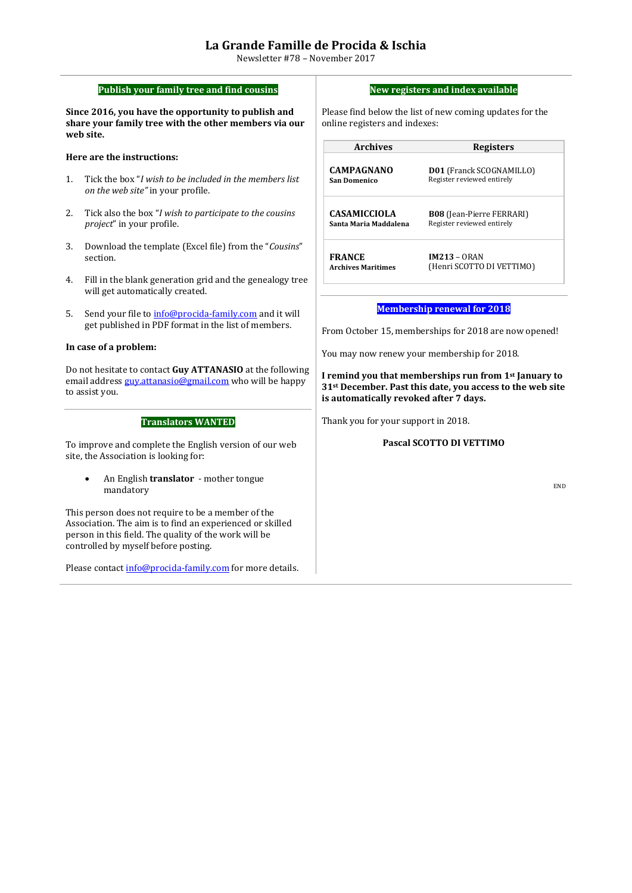# La Grande Famille de Procida & Ischia

Newsletter #78 – November 2017

## Publish your family tree and find cousins

**Since 2016, you have the opportunity to publish and share your family tree with the other members via our web site.**

**Here are the instructions:**

1. Tick the box "*I wish to be included in the members list on the web site"* in your profile.
2. Tick also the box "*I wish to participate to the cousins project*" in your profile.
3. Download the template (Excel file) from the "*Cousins*" section.
4. Fill in the blank generation grid and the genealogy tree will get automatically created.
5. Send your file to info@procida-family.com and it will get published in PDF format in the list of members.

**In case of a problem:**

Do not hesitate to contact **Guy ATTANASIO** at the following email address guy.attanasio@gmail.com who will be happy to assist you.

## Translators WANTED

To improve and complete the English version of our web site, the Association is looking for:

- An English **translator** - mother tongue mandatory

This person does not require to be a member of the Association. The aim is to find an experienced or skilled person in this field. The quality of the work will be controlled by myself before posting.

Please contact info@procida-family.com for more details.

## New registers and index available

Please find below the list of new coming updates for the online registers and indexes:

| Archives | Registers |
|---|---|
| **CAMPAGNANO**<br>**San Domenico** | **D01** (Franck SCOGNAMILLO)<br>Register reviewed entirely |
| **CASAMICCIOLA**<br>**Santa Maria Maddalena** | **B08** (Jean-Pierre FERRARI)<br>Register reviewed entirely |
| **FRANCE**<br>**Archives Maritimes** | **IM213** – ORAN<br>(Henri SCOTTO DI VETTIMO) |

## Membership renewal for 2018

From October 15, memberships for 2018 are now opened!

You may now renew your membership for 2018.

**I remind you that memberships run from 1st January to 31st December. Past this date, you access to the web site is automatically revoked after 7 days.**

Thank you for your support in 2018.

**Pascal SCOTTO DI VETTIMO**

END